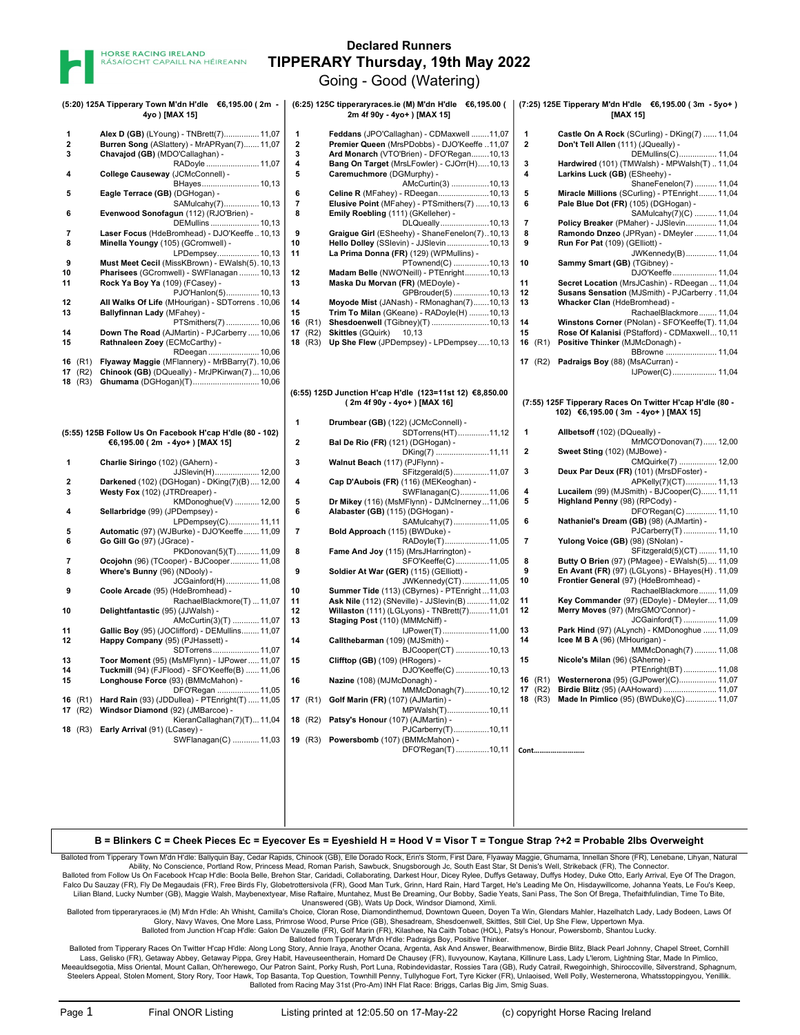HORSE RACING IRELAND
RÁSAÍOCHT CAPAILL NA HÉIREANN

# Declared Runners
# TIPPERARY Thursday, 19th May 2022
Going - Good (Watering)

## (5:20) 125A Tipperary Town M'dn H'dle €6,195.00 ( 2m - 4yo ) [MAX 15]

| No. | Horse (Trainer) - Jockey | Wt |
|---|---|---|
| 1 | **Alex D (GB)** (LYoung) - TNBrett(7) | 11,07 |
| 2 | **Burren Song** (ASlattery) - MrAPRyan(7) | 11,07 |
| 3 | **Chavajod (GB)** (MDO'Callaghan) - RADoyle | 11,07 |
| 4 | **College Causeway** (JCMcConnell) - BHayes | 10,13 |
| 5 | **Eagle Terrace (GB)** (DGHogan) - SAMulcahy(7) | 10,13 |
| 6 | **Evenwood Sonofagun** (112) (RJO'Brien) - DEMullins | 10,13 |
| 7 | **Laser Focus** (HdeBromhead) - DJO'Keeffe | 10,13 |
| 8 | **Minella Youngy** (105) (GCromwell) - LPDempsey | 10,13 |
| 9 | **Must Meet Cecil** (MissKBrown) - EWalsh(5) | 10,13 |
| 10 | **Pharisees** (GCromwell) - SWFlanagan | 10,13 |
| 11 | **Rock Ya Boy Ya** (109) (FCasey) - PJO'Hanlon(5) | 10,13 |
| 12 | **All Walks Of Life** (MHourigan) - SDTorrens | 10,06 |
| 13 | **Ballyfinnan Lady** (MFahey) - PTSmithers(7) | 10,06 |
| 14 | **Down The Road** (AJMartin) - PJCarberry | 10,06 |
| 15 | **Rathnaleen Zoey** (ECMcCarthy) - RDeegan | 10,06 |
| 16 (R1) | **Flyaway Maggie** (MFlannery) - MrBBarry(7) | 10,06 |
| 17 (R2) | **Chinook (GB)** (DQueally) - MrJPKirwan(7) | 10,06 |
| 18 (R3) | **Ghumama** (DGHogan)(T) | 10,06 |

## (5:55) 125B Follow Us On Facebook H'cap H'dle (80 - 102) €6,195.00 ( 2m - 4yo+ ) [MAX 15]

| No. | Horse (Trainer) - Jockey | Wt |
|---|---|---|
| 1 | **Charlie Siringo** (102) (GAhern) - JJSlevin(H) | 12,00 |
| 2 | **Darkened** (102) (DGHogan) - DKing(7)(B) | 12,00 |
| 3 | **Westy Fox** (102) (JTRDreaper) - KMDonoghue(V) | 12,00 |
| 4 | **Sellarbridge** (99) (JPDempsey) - LPDempsey(C) | 11,11 |
| 5 | **Automatic** (97) (WJBurke) - DJO'Keeffe | 11,09 |
| 6 | **Go Gill Go** (97) (JGrace) - PKDonovan(5)(T) | 11,09 |
| 7 | **Ocojohn** (96) (TCooper) - BJCooper | 11,08 |
| 8 | **Where's Bunny** (96) (NDooly) - JCGainford(H) | 11,08 |
| 9 | **Coole Arcade** (95) (HdeBromhead) - RachaelBlackmore(T) | 11,07 |
| 10 | **Delightfantastic** (95) (JJWalsh) - AMcCurtin(3)(T) | 11,07 |
| 11 | **Gallic Boy** (95) (JOClifford) - DEMullins | 11,07 |
| 12 | **Happy Company** (95) (PJHassett) - SDTorrens | 11,07 |
| 13 | **Toor Moment** (95) (MsMFlynn) - IJPower | 11,07 |
| 14 | **Tuckmill** (94) (FJFlood) - SFO'Keeffe(B) | 11,06 |
| 15 | **Longhouse Force** (93) (BMMcMahon) - DFO'Regan | 11,05 |
| 16 (R1) | **Hard Rain** (93) (JDDullea) - PTEnright(T) | 11,05 |
| 17 (R2) | **Windsor Diamond** (92) (JMBarcoe) - KieranCallaghan(7)(T) | 11,04 |
| 18 (R3) | **Early Arrival** (91) (LCasey) - SWFlanagan(C) | 11,03 |

## (6:25) 125C tipperaryraces.ie (M) M'dn H'dle €6,195.00 ( 2m 4f 90y - 4yo+ ) [MAX 15]

| No. | Horse (Trainer) - Jockey | Wt |
|---|---|---|
| 1 | **Feddans** (JPO'Callaghan) - CDMaxwell | 11,07 |
| 2 | **Premier Queen** (MrsPDobbs) - DJO'Keeffe | 11,07 |
| 3 | **Ard Monarch** (VTO'Brien) - DFO'Regan | 10,13 |
| 4 | **Bang On Target** (MrsLFowler) - CJOrr(H) | 10,13 |
| 5 | **Caremuchmore** (DGMurphy) - AMcCurtin(3) | 10,13 |
| 6 | **Celine R** (MFahey) - RDeegan | 10,13 |
| 7 | **Elusive Point** (MFahey) - PTSmithers(7) | 10,13 |
| 8 | **Emily Roebling** (111) (GKelleher) - DLQueally | 10,13 |
| 9 | **Graigue Girl** (ESheehy) - ShaneFenelon(7) | 10,13 |
| 10 | **Hello Dolley** (SSlevin) - JJSlevin | 10,13 |
| 11 | **La Prima Donna (FR)** (129) (WPMullins) - PTownend(C) | 10,13 |
| 12 | **Madam Belle** (NWO'Neill) - PTEnright | 10,13 |
| 13 | **Maska Du Morvan (FR)** (MEDoyle) - GPBrouder(5) | 10,13 |
| 14 | **Moyode Mist** (JANash) - RMonaghan(7) | 10,13 |
| 15 | **Trim To Milan** (GKeane) - RADoyle(H) | 10,13 |
| 16 (R1) | **Shesdoenwell** (TGibney)(T) | 10,13 |
| 17 (R2) | **Skittles** (GQuirk) | 10,13 |
| 18 (R3) | **Up She Flew** (JPDempsey) - LPDempsey | 10,13 |

## (6:55) 125D Junction H'cap H'dle (123=11st 12) €8,850.00 ( 2m 4f 90y - 4yo+ ) [MAX 16]

| No. | Horse (Trainer) - Jockey | Wt |
|---|---|---|
| 1 | **Drumbear (GB)** (122) (JCMcConnell) - SDTorrens(HT) | 11,12 |
| 2 | **Bal De Rio (FR)** (121) (DGHogan) - DKing(7) | 11,11 |
| 3 | **Walnut Beach** (117) (PJFlynn) - SFitzgerald(5) | 11,07 |
| 4 | **Cap D'Aubois (FR)** (116) (MEKeoghan) - SWFlanagan(C) | 11,06 |
| 5 | **Dr Mikey** (116) (MsMFlynn) - DJMcInerney | 11,06 |
| 6 | **Alabaster (GB)** (115) (DGHogan) - SAMulcahy(7) | 11,05 |
| 7 | **Bold Approach** (115) (BWDuke) - RADoyle(T) | 11,05 |
| 8 | **Fame And Joy** (115) (MrsJHarrington) - SFO'Keeffe(C) | 11,05 |
| 9 | **Soldier At War (GER)** (115) (GElliott) - JWKennedy(CT) | 11,05 |
| 10 | **Summer Tide** (113) (CByrnes) - PTEnright | 11,03 |
| 11 | **Ask Nile** (112) (SNeville) - JJSlevin(B) | 11,02 |
| 12 | **Willaston** (111) (LGLyons) - TNBrett(7) | 11,01 |
| 13 | **Staging Post** (110) (MMMcNiff) - IJPower(T) | 11,00 |
| 14 | **Callthebarman** (109) (MJSmith) - BJCooper(CT) | 10,13 |
| 15 | **Clifftop (GB)** (109) (HRogers) - DJO'Keeffe(C) | 10,13 |
| 16 | **Nazine** (108) (MJMcDonagh) - MMMcDonagh(7) | 10,12 |
| 17 (R1) | **Golf Marin (FR)** (107) (AJMartin) - MPWalsh(T) | 10,11 |
| 18 (R2) | **Patsy's Honour** (107) (AJMartin) - PJCarberry(T) | 10,11 |
| 19 (R3) | **Powersbomb** (107) (BMMcMahon) - DFO'Regan(T) | 10,11 |

## (7:25) 125E Tipperary M'dn H'dle €6,195.00 ( 3m - 5yo+ ) [MAX 15]

| No. | Horse (Trainer) - Jockey | Wt |
|---|---|---|
| 1 | **Castle On A Rock** (SCurling) - DKing(7) | 11,04 |
| 2 | **Don't Tell Allen** (111) (JQueally) - DEMullins(C) | 11,04 |
| 3 | **Hardwired** (101) (TMWalsh) - MPWalsh(T) | 11,04 |
| 4 | **Larkins Luck (GB)** (ESheehy) - ShaneFenelon(7) | 11,04 |
| 5 | **Miracle Millions** (SCurling) - PTEnright | 11,04 |
| 6 | **Pale Blue Dot (FR)** (105) (DGHogan) - SAMulcahy(7)(C) | 11,04 |
| 7 | **Policy Breaker** (PMaher) - JJSlevin | 11,04 |
| 8 | **Ramondo Dnzeo** (JPRyan) - DMeyler | 11,04 |
| 9 | **Run For Pat** (109) (GElliott) - JWKennedy(B) | 11,04 |
| 10 | **Sammy Smart (GB)** (TGibney) - DJO'Keeffe | 11,04 |
| 11 | **Secret Location** (MrsJCashin) - RDeegan | 11,04 |
| 12 | **Susans Sensation** (MJSmith) - PJCarberry | 11,04 |
| 13 | **Whacker Clan** (HdeBromhead) - RachaelBlackmore | 11,04 |
| 14 | **Winstons Corner** (PNolan) - SFO'Keeffe(T) | 11,04 |
| 15 | **Rose Of Kalanisi** (PStafford) - CDMaxwell | 10,11 |
| 16 (R1) | **Positive Thinker** (MJMcDonagh) - BBrowne | 11,04 |
| 17 (R2) | **Padraigs Boy** (88) (MsACurran) - IJPower(C) | 11,04 |

## (7:55) 125F Tipperary Races On Twitter H'cap H'dle (80 - 102) €6,195.00 ( 3m - 4yo+ ) [MAX 15]

| No. | Horse (Trainer) - Jockey | Wt |
|---|---|---|
| 1 | **Allbetsoff** (102) (DQueally) - MrMCO'Donovan(7) | 12,00 |
| 2 | **Sweet Sting** (102) (MJBowe) - CMQuirke(7) | 12,00 |
| 3 | **Deux Par Deux (FR)** (101) (MrsDFoster) - APKelly(7)(CT) | 11,13 |
| 4 | **Lucailem** (99) (MJSmith) - BJCooper(C) | 11,11 |
| 5 | **Highland Penny** (98) (RPCody) - DFO'Regan(C) | 11,10 |
| 6 | **Nathaniel's Dream (GB)** (98) (AJMartin) - PJCarberry(T) | 11,10 |
| 7 | **Yulong Voice (GB)** (98) (SNolan) - SFitzgerald(5)(CT) | 11,10 |
| 8 | **Butty O Brien** (97) (PMagee) - EWalsh(5) | 11,09 |
| 9 | **En Avant (FR)** (97) (LGLyons) - BHayes(H) | 11,09 |
| 10 | **Frontier General** (97) (HdeBromhead) - RachaelBlackmore | 11,09 |
| 11 | **Key Commander** (97) (EDoyle) - DMeyler | 11,09 |
| 12 | **Merry Moves** (97) (MrsGMO'Connor) - JCGainford(T) | 11,09 |
| 13 | **Park Hind** (97) (ALynch) - KMDonoghue | 11,09 |
| 14 | **Icee M B A** (96) (MHourigan) - MMMcDonagh(7) | 11,08 |
| 15 | **Nicole's Milan** (96) (SAherne) - PTEnright(BT) | 11,08 |
| 16 (R1) | **Westernerona** (95) (GJPower)(C) | 11,07 |
| 17 (R2) | **Birdie Blitz** (95) (AAHoward) | 11,07 |
| 18 (R3) | **Made In Pimlico** (95) (BWDuke)(C) | 11,07 |

Cont.........................

**B = Blinkers C = Cheek Pieces Ec = Eyecover Es = Eyeshield H = Hood V = Visor T = Tongue Strap ?+2 = Probable 2lbs Overweight**

Balloted from Tipperary Town M'dn H'dle: Ballyquin Bay, Cedar Rapids, Chinook (GB), Elle Dorado Rock, Erin's Storm, First Dare, Flyaway Maggie, Ghumama, Innellan Shore (FR), Lenebane, Lihyan, Natural Ability, No Conscience, Portland Row, Princess Mead, Roman Parish, Sawbuck, Snugsborough Jc, South East Star, St Denis's Well, Strikeback (FR), The Connector.

Balloted from Follow Us On Facebook H'cap H'dle: Boola Belle, Brehon Star, Caridadi, Collaborating, Darkest Hour, Dicey Rylee, Duffys Getaway, Duffys Hodey, Duke Otto, Early Arrival, Eye Of The Dragon, Falco Du Sauzay (FR), Fly De Megaudais (FR), Free Birds Fly, Globetrottersivola (FR), Good Man Turk, Grinn, Hard Rain, Hard Target, He's Leading Me On, Hisdaywillcome, Johanna Yeats, Le Fou's Keep, Lilian Bland, Lucky Number (GB), Maggie Walsh, Maybenextyear, Mise Raftaire, Muntahez, Must Be Dreaming, Our Bobby, Sadie Yeats, Sani Pass, The Son Of Brega, Thefaithfulindian, Time To Bite, Unanswered (GB), Wats Up Dock, Windsor Diamond, Ximli.

Balloted from tipperaryraces.ie (M) M'dn H'dle: Ah Whisht, Camilla's Choice, Cloran Rose, Diamondinthemud, Downtown Queen, Doyen Ta Win, Glendars Mahler, Hazelhatch Lady, Lady Bodeen, Laws Of Glory, Navy Waves, One More Lass, Primrose Wood, Purse Price (GB), Shesadream, Shesdoenwell, Skittles, Still Ciel, Up She Flew, Uppertown Mya.

Balloted from Junction H'cap H'dle: Galon De Vauzelle (FR), Golf Marin (FR), Kilashee, Na Caith Tobac (HOL), Patsy's Honour, Powersbomb, Shantou Lucky.

Balloted from Tipperary M'dn H'dle: Padraigs Boy, Positive Thinker.

Balloted from Tipperary Races On Twitter H'cap H'dle: Along Long Story, Annie Iraya, Another Ocana, Argenta, Ask And Answer, Bearwithmenow, Birdie Blitz, Black Pearl Johnny, Chapel Street, Cornhill Lass, Gelisko (FR), Getaway Abbey, Getaway Pippa, Grey Habit, Haveuseentherain, Homard De Chausey (FR), Iluvyounow, Kaytana, Killinure Lass, Lady L'lerom, Lightning Star, Made In Pimlico, Meeauldsegotia, Miss Oriental, Mount Callan, Oh'herewego, Our Patron Saint, Porky Rush, Port Luna, Robindevidastar, Rossies Tara (GB), Rudy Catrail, Rwegoinhigh, Shiroccoville, Silverstrand, Sphagnum, Steelers Appeal, Stolen Moment, Story Rory, Toor Hawk, Top Basanta, Top Question, Townhill Penny, Tullyhogue Fort, Tyre Kicker (FR), Unlaoised, Well Polly, Westernerona, Whatsstoppingyou, Yenillik.

Balloted from Racing May 31st (Pro-Am) INH Flat Race: Briggs, Carlas Big Jim, Smig Suas.

Final ONOR Listing    Listing printed at 12:05.50 on 17-May-22    (c) copyright Horse Racing Ireland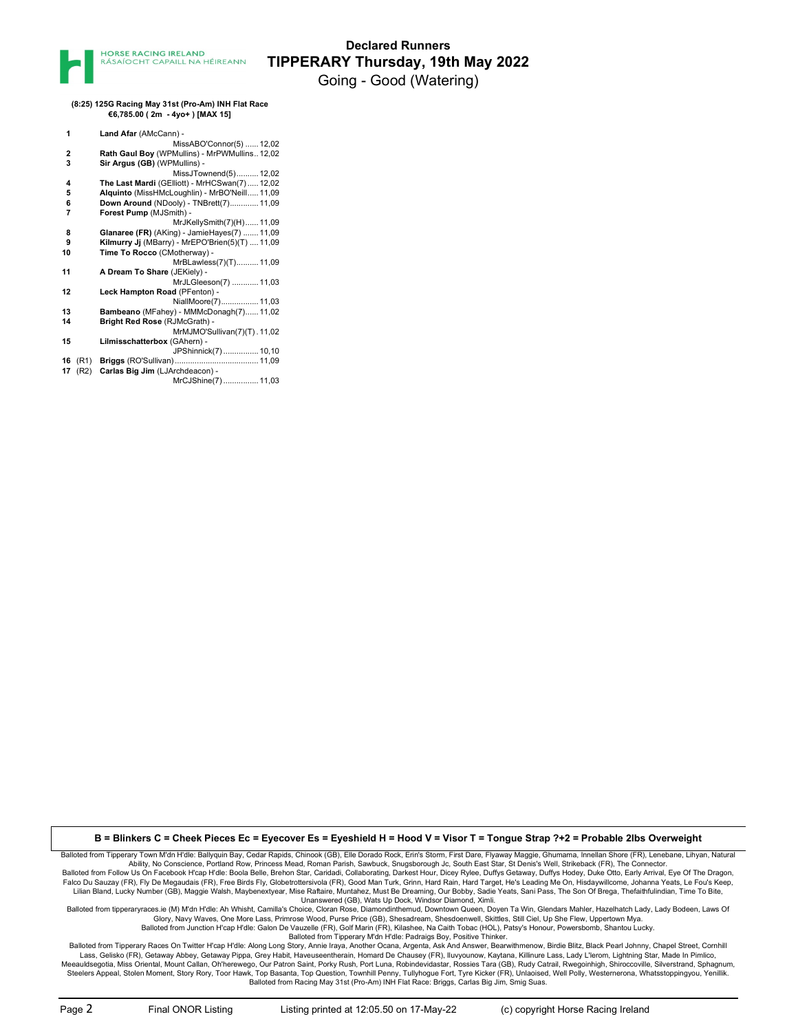HORSE RACING IRELAND
RÁSAÍOCHT CAPAILL NA HÉIREANN

# Declared Runners
## TIPPERARY Thursday, 19th May 2022
Going - Good (Watering)

**(8:25) 125G Racing May 31st (Pro-Am) INH Flat Race**
**€6,785.00 ( 2m - 4yo+ ) [MAX 15]**

| | | | |
|---|---|---|---|
| 1 | | **Land Afar** (AMcCann) - MissABO'Connor(5) | 12,02 |
| 2 | | **Rath Gaul Boy** (WPMullins) - MrPWMullins | 12,02 |
| 3 | | **Sir Argus (GB)** (WPMullins) - MissJTownend(5) | 12,02 |
| 4 | | **The Last Mardi** (GElliott) - MrHCSwan(7) | 12,02 |
| 5 | | **Alquinto** (MissHMcLoughlin) - MrBO'Neill | 11,09 |
| 6 | | **Down Around** (NDooly) - TNBrett(7) | 11,09 |
| 7 | | **Forest Pump** (MJSmith) - MrJKellySmith(7)(H) | 11,09 |
| 8 | | **Glanaree (FR)** (AKing) - JamieHayes(7) | 11,09 |
| 9 | | **Kilmurry Jj** (MBarry) - MrEPO'Brien(5)(T) | 11,09 |
| 10 | | **Time To Rocco** (CMotherway) - MrBLawless(7)(T) | 11,09 |
| 11 | | **A Dream To Share** (JEKiely) - MrJLGleeson(7) | 11,03 |
| 12 | | **Leck Hampton Road** (PFenton) - NiallMoore(7) | 11,03 |
| 13 | | **Bambeano** (MFahey) - MMMcDonagh(7) | 11,02 |
| 14 | | **Bright Red Rose** (RJMcGrath) - MrMJMO'Sullivan(7)(T) | 11,02 |
| 15 | | **Lilmisschatterbox** (GAhern) - JPShinnick(7) | 10,10 |
| 16 | (R1) | **Briggs** (RO'Sullivan) | 11,09 |
| 17 | (R2) | **Carlas Big Jim** (LJArchdeacon) - MrCJShine(7) | 11,03 |

**B = Blinkers C = Cheek Pieces Ec = Eyecover Es = Eyeshield H = Hood V = Visor T = Tongue Strap ?+2 = Probable 2lbs Overweight**

Balloted from Tipperary Town M'dn H'dle: Ballyquin Bay, Cedar Rapids, Chinook (GB), Elle Dorado Rock, Erin's Storm, First Dare, Flyaway Maggie, Ghumama, Innellan Shore (FR), Lenebane, Lihyan, Natural Ability, No Conscience, Portland Row, Princess Mead, Roman Parish, Sawbuck, Snugsborough Jc, South East Star, St Denis's Well, Strikeback (FR), The Connector.
Balloted from Follow Us On Facebook H'cap H'dle: Boola Belle, Brehon Star, Caridadi, Collaborating, Darkest Hour, Dicey Rylee, Duffys Getaway, Duffys Hodey, Duke Otto, Early Arrival, Eye Of The Dragon, Falco Du Sauzay (FR), Fly De Megaudais (FR), Free Birds Fly, Globetrottersivola (FR), Good Man Turk, Grinn, Hard Rain, Hard Target, He's Leading Me On, Hisdaywillcome, Johanna Yeats, Le Fou's Keep, Lilian Bland, Lucky Number (GB), Maggie Walsh, Maybenextyear, Mise Raftaire, Muntahez, Must Be Dreaming, Our Bobby, Sadie Yeats, Sani Pass, The Son Of Brega, Thefaithfulindian, Time To Bite, Unanswered (GB), Wats Up Dock, Windsor Diamond, Ximli.
Balloted from tipperaryraces.ie (M) M'dn H'dle: Ah Whisht, Camilla's Choice, Cloran Rose, Diamondinthemud, Downtown Queen, Doyen Ta Win, Glendars Mahler, Hazelhatch Lady, Lady Bodeen, Laws Of Glory, Navy Waves, One More Lass, Primrose Wood, Purse Price (GB), Shesadream, Shesdoenwell, Skittles, Still Ciel, Up She Flew, Uppertown Mya.
Balloted from Junction H'cap H'dle: Galon De Vauzelle (FR), Golf Marin (FR), Kilashee, Na Caith Tobac (HOL), Patsy's Honour, Powersbomb, Shantou Lucky.
Balloted from Tipperary M'dn H'dle: Padraigs Boy, Positive Thinker.
Balloted from Tipperary Races On Twitter H'cap H'dle: Along Long Story, Annie Iraya, Another Ocana, Argenta, Ask And Answer, Bearwithmenow, Birdie Blitz, Black Pearl Johnny, Chapel Street, Cornhill Lass, Gelisko (FR), Getaway Abbey, Getaway Pippa, Grey Habit, Haveuseentherain, Homard De Chausey (FR), Iluvyounow, Kaytana, Killinure Lass, Lady L'lerom, Lightning Star, Made In Pimlico, Meeauldsegotia, Miss Oriental, Mount Callan, Oh'herewego, Our Patron Saint, Porky Rush, Port Luna, Robindevidastar, Rossies Tara (GB), Rudy Catrail, Rwegoinhigh, Shiroccoville, Silverstrand, Sphagnum, Steelers Appeal, Stolen Moment, Story Rory, Toor Hawk, Top Basanta, Top Question, Townhill Penny, Tullyhogue Fort, Tyre Kicker (FR), Unlaoised, Well Polly, Westernerona, Whatsstoppingyou, Yenillik.
Balloted from Racing May 31st (Pro-Am) INH Flat Race: Briggs, Carlas Big Jim, Smig Suas.

Final ONOR Listing | Listing printed at 12:05.50 on 17-May-22 | (c) copyright Horse Racing Ireland